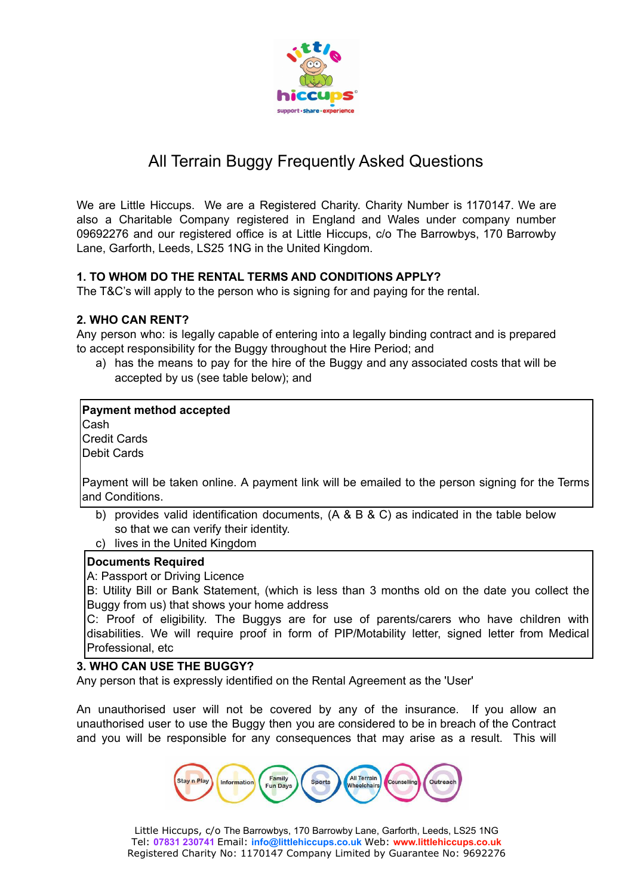# All Terrain Buggy Frequently Asked Questions

We are Little Hiccups. We are a Registered Charity. Charity Number is 1170147. We are also a Charitable Company registered in England and Wales under company number 09692276 and our registered office is at Little Hiccups, c/o The Barrowbys, 170 Barrowby Lane, Garforth, Leeds, LS25 1NG in the United Kingdom.

## 1. TO WHOM DO THE RENTAL TERMS AND CONDITIONS APPLY?

The T&C's will apply to the person who is signing for and paying for the rental.

## 2. WHO CAN RENT?

Any person who: is legally capable of entering into a legally binding contract and is prepared to accept responsibility for the Buggy throughout the Hire Period; and

a) has the means to pay for the hire of the Buggy and any associated costs that will be accepted by us (see table below); and

| **Payment method accepted** |
|---|
| Cash |
| Credit Cards |
| Debit Cards |
| Payment will be taken online. A payment link will be emailed to the person signing for the Terms and Conditions. |

b) provides valid identification documents, (A & B & C) as indicated in the table below so that we can verify their identity.

c) lives in the United Kingdom

| **Documents Required** |
|---|
| A: Passport or Driving Licence |
| B: Utility Bill or Bank Statement, (which is less than 3 months old on the date you collect the Buggy from us) that shows your home address |
| C: Proof of eligibility. The Buggys are for use of parents/carers who have children with disabilities. We will require proof in form of PIP/Motability letter, signed letter from Medical Professional, etc |

## 3. WHO CAN USE THE BUGGY?

Any person that is expressly identified on the Rental Agreement as the 'User'

An unauthorised user will not be covered by any of the insurance. If you allow an unauthorised user to use the Buggy then you are considered to be in breach of the Contract and you will be responsible for any consequences that may arise as a result. This will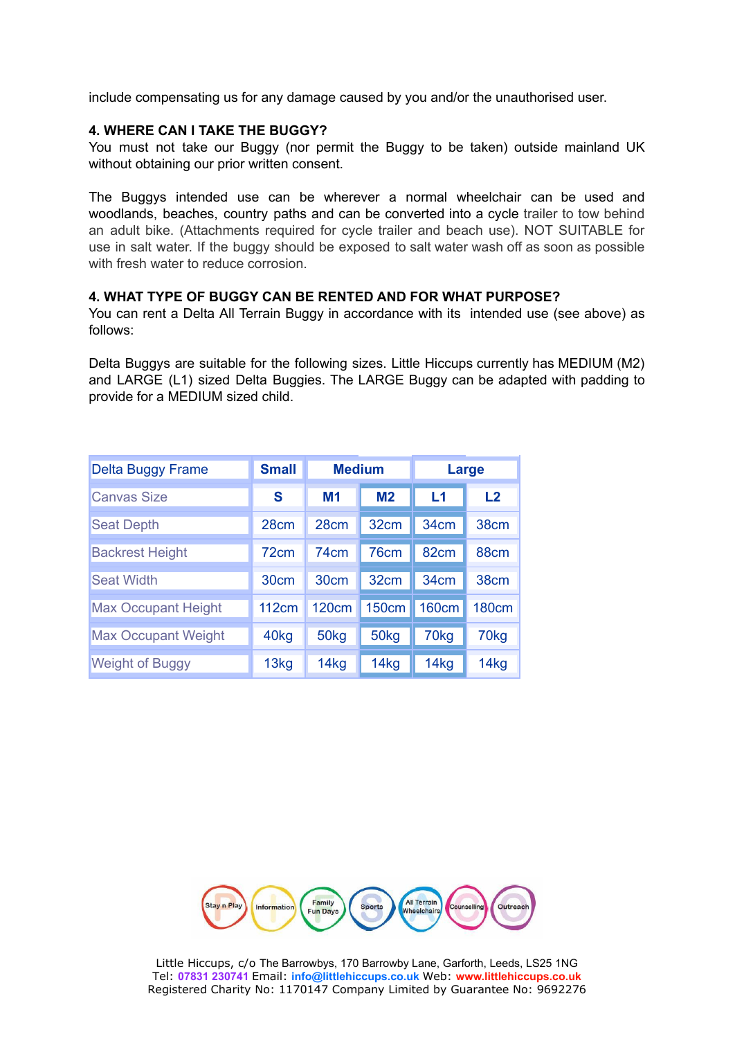include compensating us for any damage caused by you and/or the unauthorised user.

**4. WHERE CAN I TAKE THE BUGGY?**

You must not take our Buggy (nor permit the Buggy to be taken) outside mainland UK without obtaining our prior written consent.

The Buggys intended use can be wherever a normal wheelchair can be used and woodlands, beaches, country paths and can be converted into a cycle trailer to tow behind an adult bike. (Attachments required for cycle trailer and beach use). NOT SUITABLE for use in salt water. If the buggy should be exposed to salt water wash off as soon as possible with fresh water to reduce corrosion.

**4. WHAT TYPE OF BUGGY CAN BE RENTED AND FOR WHAT PURPOSE?**

You can rent a Delta All Terrain Buggy in accordance with its intended use (see above) as follows:

Delta Buggys are suitable for the following sizes. Little Hiccups currently has MEDIUM (M2) and LARGE (L1) sized Delta Buggies. The LARGE Buggy can be adapted with padding to provide for a MEDIUM sized child.

| Delta Buggy Frame | Small | Medium | | Large | |
|---|---|---|---|---|---|
| Canvas Size | S | M1 | M2 | L1 | L2 |
| Seat Depth | 28cm | 28cm | 32cm | 34cm | 38cm |
| Backrest Height | 72cm | 74cm | 76cm | 82cm | 88cm |
| Seat Width | 30cm | 30cm | 32cm | 34cm | 38cm |
| Max Occupant Height | 112cm | 120cm | 150cm | 160cm | 180cm |
| Max Occupant Weight | 40kg | 50kg | 50kg | 70kg | 70kg |
| Weight of Buggy | 13kg | 14kg | 14kg | 14kg | 14kg |

Stay n Play · Information · Family Fun Days · Sports · All Terrain Wheelchairs · Counselling · Outreach

Little Hiccups, c/o The Barrowbys, 170 Barrowby Lane, Garforth, Leeds, LS25 1NG
Tel: 07831 230741 Email: info@littlehiccups.co.uk Web: www.littlehiccups.co.uk
Registered Charity No: 1170147 Company Limited by Guarantee No: 9692276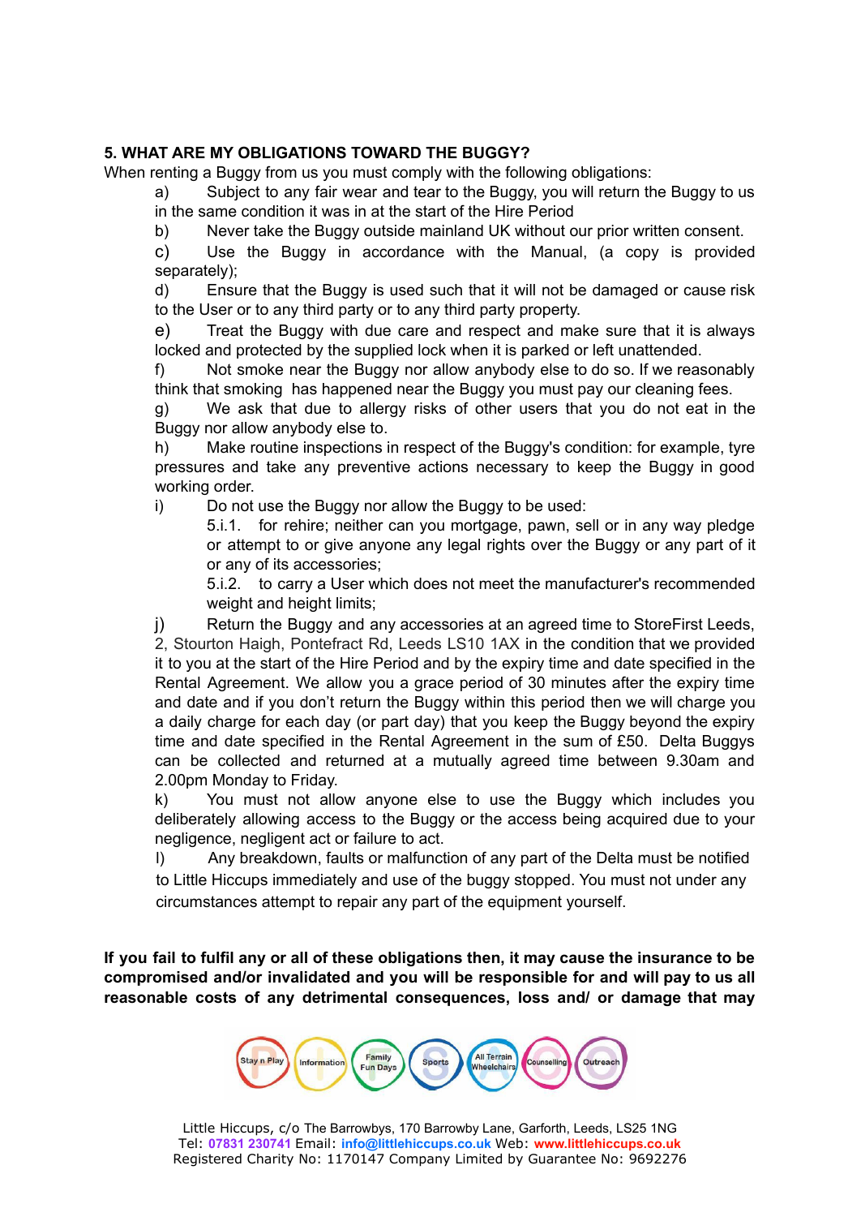## 5. WHAT ARE MY OBLIGATIONS TOWARD THE BUGGY?

When renting a Buggy from us you must comply with the following obligations:

a) Subject to any fair wear and tear to the Buggy, you will return the Buggy to us in the same condition it was in at the start of the Hire Period

b) Never take the Buggy outside mainland UK without our prior written consent.

c) Use the Buggy in accordance with the Manual, (a copy is provided separately);

d) Ensure that the Buggy is used such that it will not be damaged or cause risk to the User or to any third party or to any third party property.

e) Treat the Buggy with due care and respect and make sure that it is always locked and protected by the supplied lock when it is parked or left unattended.

f) Not smoke near the Buggy nor allow anybody else to do so. If we reasonably think that smoking has happened near the Buggy you must pay our cleaning fees.

g) We ask that due to allergy risks of other users that you do not eat in the Buggy nor allow anybody else to.

h) Make routine inspections in respect of the Buggy's condition: for example, tyre pressures and take any preventive actions necessary to keep the Buggy in good working order.

i) Do not use the Buggy nor allow the Buggy to be used:

5.i.1. for rehire; neither can you mortgage, pawn, sell or in any way pledge or attempt to or give anyone any legal rights over the Buggy or any part of it or any of its accessories;

5.i.2. to carry a User which does not meet the manufacturer's recommended weight and height limits;

j) Return the Buggy and any accessories at an agreed time to StoreFirst Leeds, 2, Stourton Haigh, Pontefract Rd, Leeds LS10 1AX in the condition that we provided it to you at the start of the Hire Period and by the expiry time and date specified in the Rental Agreement. We allow you a grace period of 30 minutes after the expiry time and date and if you don't return the Buggy within this period then we will charge you a daily charge for each day (or part day) that you keep the Buggy beyond the expiry time and date specified in the Rental Agreement in the sum of £50. Delta Buggys can be collected and returned at a mutually agreed time between 9.30am and 2.00pm Monday to Friday.

k) You must not allow anyone else to use the Buggy which includes you deliberately allowing access to the Buggy or the access being acquired due to your negligence, negligent act or failure to act.

l) Any breakdown, faults or malfunction of any part of the Delta must be notified to Little Hiccups immediately and use of the buggy stopped. You must not under any circumstances attempt to repair any part of the equipment yourself.

**If you fail to fulfil any or all of these obligations then, it may cause the insurance to be compromised and/or invalidated and you will be responsible for and will pay to us all reasonable costs of any detrimental consequences, loss and/ or damage that may**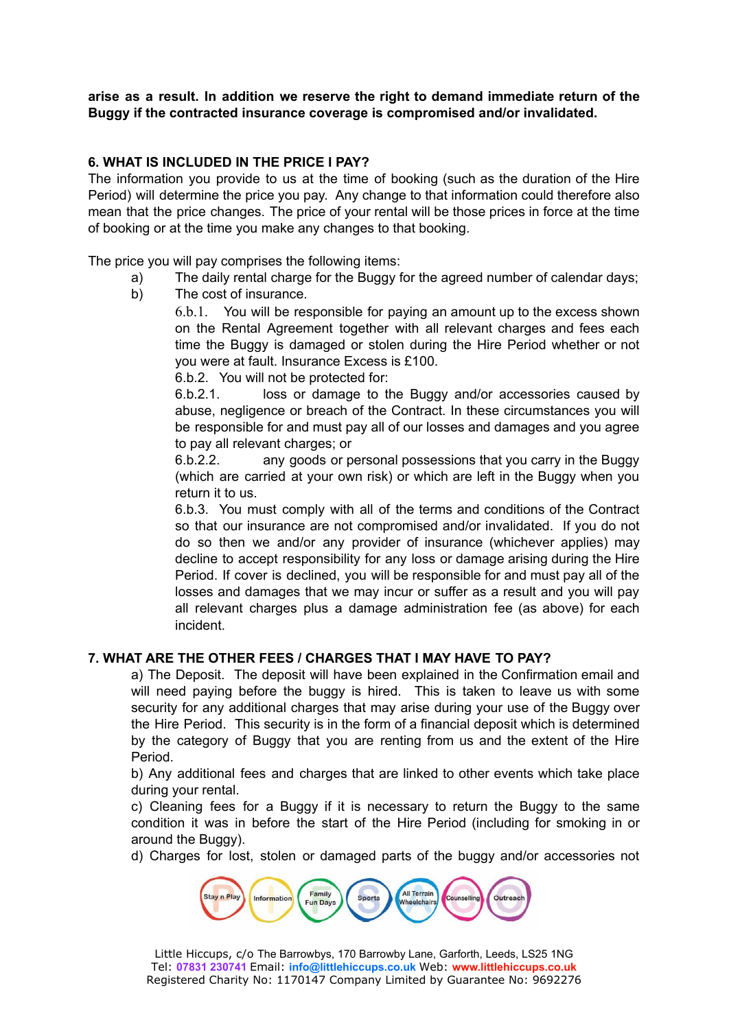**arise as a result. In addition we reserve the right to demand immediate return of the Buggy if the contracted insurance coverage is compromised and/or invalidated.**

## 6. WHAT IS INCLUDED IN THE PRICE I PAY?

The information you provide to us at the time of booking (such as the duration of the Hire Period) will determine the price you pay. Any change to that information could therefore also mean that the price changes. The price of your rental will be those prices in force at the time of booking or at the time you make any changes to that booking.

The price you will pay comprises the following items:

a) The daily rental charge for the Buggy for the agreed number of calendar days;

b) The cost of insurance.

6.b.1. You will be responsible for paying an amount up to the excess shown on the Rental Agreement together with all relevant charges and fees each time the Buggy is damaged or stolen during the Hire Period whether or not you were at fault. Insurance Excess is £100.

6.b.2. You will not be protected for:

6.b.2.1. loss or damage to the Buggy and/or accessories caused by abuse, negligence or breach of the Contract. In these circumstances you will be responsible for and must pay all of our losses and damages and you agree to pay all relevant charges; or

6.b.2.2. any goods or personal possessions that you carry in the Buggy (which are carried at your own risk) or which are left in the Buggy when you return it to us.

6.b.3. You must comply with all of the terms and conditions of the Contract so that our insurance are not compromised and/or invalidated. If you do not do so then we and/or any provider of insurance (whichever applies) may decline to accept responsibility for any loss or damage arising during the Hire Period. If cover is declined, you will be responsible for and must pay all of the losses and damages that we may incur or suffer as a result and you will pay all relevant charges plus a damage administration fee (as above) for each incident.

## 7. WHAT ARE THE OTHER FEES / CHARGES THAT I MAY HAVE TO PAY?

a) The Deposit. The deposit will have been explained in the Confirmation email and will need paying before the buggy is hired. This is taken to leave us with some security for any additional charges that may arise during your use of the Buggy over the Hire Period. This security is in the form of a financial deposit which is determined by the category of Buggy that you are renting from us and the extent of the Hire Period.

b) Any additional fees and charges that are linked to other events which take place during your rental.

c) Cleaning fees for a Buggy if it is necessary to return the Buggy to the same condition it was in before the start of the Hire Period (including for smoking in or around the Buggy).

d) Charges for lost, stolen or damaged parts of the buggy and/or accessories not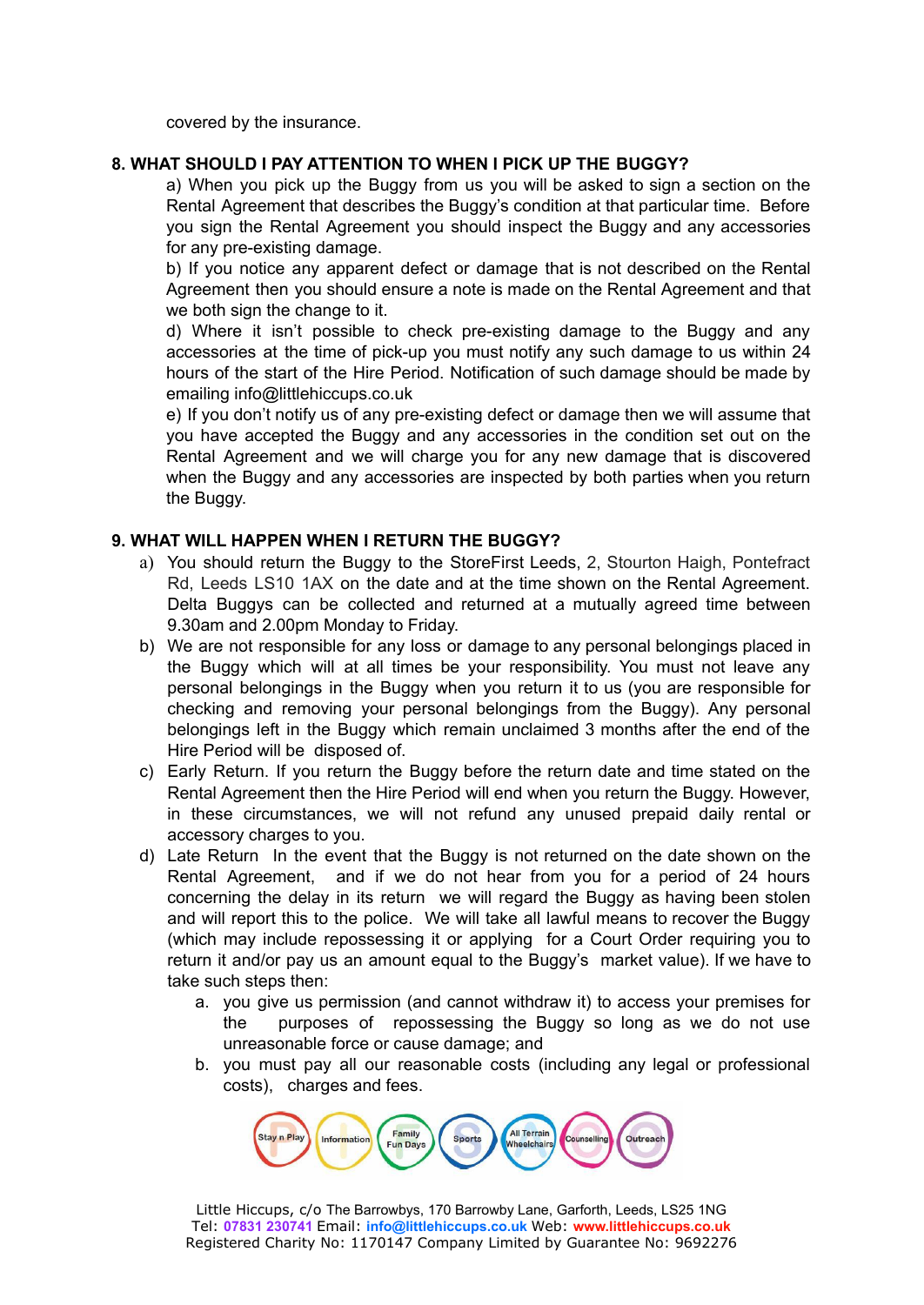covered by the insurance.

**8. WHAT SHOULD I PAY ATTENTION TO WHEN I PICK UP THE BUGGY?**

a) When you pick up the Buggy from us you will be asked to sign a section on the Rental Agreement that describes the Buggy's condition at that particular time. Before you sign the Rental Agreement you should inspect the Buggy and any accessories for any pre-existing damage.

b) If you notice any apparent defect or damage that is not described on the Rental Agreement then you should ensure a note is made on the Rental Agreement and that we both sign the change to it.

d) Where it isn't possible to check pre-existing damage to the Buggy and any accessories at the time of pick-up you must notify any such damage to us within 24 hours of the start of the Hire Period. Notification of such damage should be made by emailing info@littlehiccups.co.uk

e) If you don't notify us of any pre-existing defect or damage then we will assume that you have accepted the Buggy and any accessories in the condition set out on the Rental Agreement and we will charge you for any new damage that is discovered when the Buggy and any accessories are inspected by both parties when you return the Buggy.

**9. WHAT WILL HAPPEN WHEN I RETURN THE BUGGY?**

a) You should return the Buggy to the StoreFirst Leeds, 2, Stourton Haigh, Pontefract Rd, Leeds LS10 1AX on the date and at the time shown on the Rental Agreement. Delta Buggys can be collected and returned at a mutually agreed time between 9.30am and 2.00pm Monday to Friday.

b) We are not responsible for any loss or damage to any personal belongings placed in the Buggy which will at all times be your responsibility. You must not leave any personal belongings in the Buggy when you return it to us (you are responsible for checking and removing your personal belongings from the Buggy). Any personal belongings left in the Buggy which remain unclaimed 3 months after the end of the Hire Period will be disposed of.

c) Early Return. If you return the Buggy before the return date and time stated on the Rental Agreement then the Hire Period will end when you return the Buggy. However, in these circumstances, we will not refund any unused prepaid daily rental or accessory charges to you.

d) Late Return In the event that the Buggy is not returned on the date shown on the Rental Agreement, and if we do not hear from you for a period of 24 hours concerning the delay in its return we will regard the Buggy as having been stolen and will report this to the police. We will take all lawful means to recover the Buggy (which may include repossessing it or applying for a Court Order requiring you to return it and/or pay us an amount equal to the Buggy's market value). If we have to take such steps then:

   a. you give us permission (and cannot withdraw it) to access your premises for the purposes of repossessing the Buggy so long as we do not use unreasonable force or cause damage; and

   b. you must pay all our reasonable costs (including any legal or professional costs), charges and fees.

Stay n Play | Information | Family Fun Days | Sports | All Terrain Wheelchairs | Counselling | Outreach

Little Hiccups, c/o The Barrowbys, 170 Barrowby Lane, Garforth, Leeds, LS25 1NG
Tel: 07831 230741 Email: info@littlehiccups.co.uk Web: www.littlehiccups.co.uk
Registered Charity No: 1170147 Company Limited by Guarantee No: 9692276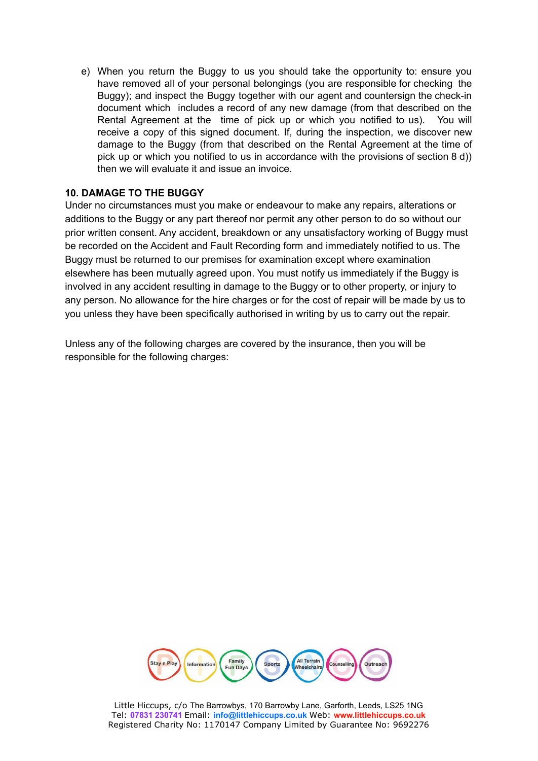e) When you return the Buggy to us you should take the opportunity to: ensure you have removed all of your personal belongings (you are responsible for checking the Buggy); and inspect the Buggy together with our agent and countersign the check-in document which includes a record of any new damage (from that described on the Rental Agreement at the time of pick up or which you notified to us). You will receive a copy of this signed document. If, during the inspection, we discover new damage to the Buggy (from that described on the Rental Agreement at the time of pick up or which you notified to us in accordance with the provisions of section 8 d)) then we will evaluate it and issue an invoice.

## 10. DAMAGE TO THE BUGGY

Under no circumstances must you make or endeavour to make any repairs, alterations or additions to the Buggy or any part thereof nor permit any other person to do so without our prior written consent. Any accident, breakdown or any unsatisfactory working of Buggy must be recorded on the Accident and Fault Recording form and immediately notified to us. The Buggy must be returned to our premises for examination except where examination elsewhere has been mutually agreed upon. You must notify us immediately if the Buggy is involved in any accident resulting in damage to the Buggy or to other property, or injury to any person. No allowance for the hire charges or for the cost of repair will be made by us to you unless they have been specifically authorised in writing by us to carry out the repair.

Unless any of the following charges are covered by the insurance, then you will be responsible for the following charges: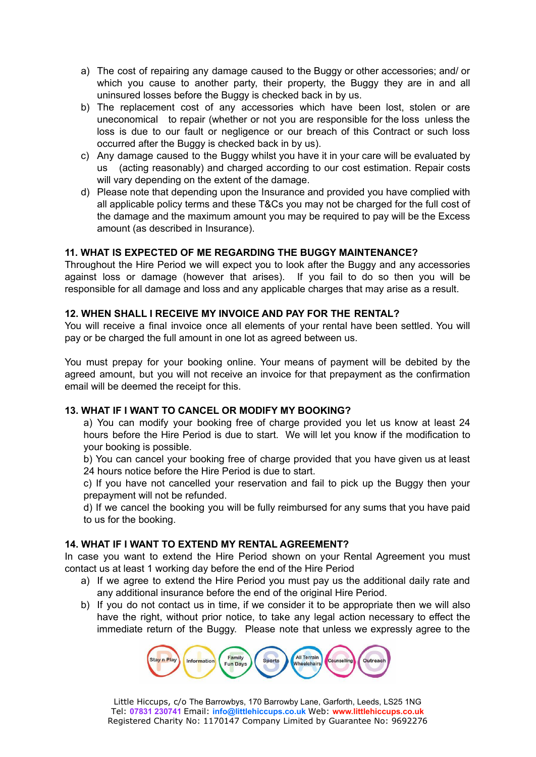a) The cost of repairing any damage caused to the Buggy or other accessories; and/ or which you cause to another party, their property, the Buggy they are in and all uninsured losses before the Buggy is checked back in by us.
b) The replacement cost of any accessories which have been lost, stolen or are uneconomical to repair (whether or not you are responsible for the loss unless the loss is due to our fault or negligence or our breach of this Contract or such loss occurred after the Buggy is checked back in by us).
c) Any damage caused to the Buggy whilst you have it in your care will be evaluated by us (acting reasonably) and charged according to our cost estimation. Repair costs will vary depending on the extent of the damage.
d) Please note that depending upon the Insurance and provided you have complied with all applicable policy terms and these T&Cs you may not be charged for the full cost of the damage and the maximum amount you may be required to pay will be the Excess amount (as described in Insurance).

**11. WHAT IS EXPECTED OF ME REGARDING THE BUGGY MAINTENANCE?**

Throughout the Hire Period we will expect you to look after the Buggy and any accessories against loss or damage (however that arises). If you fail to do so then you will be responsible for all damage and loss and any applicable charges that may arise as a result.

**12. WHEN SHALL I RECEIVE MY INVOICE AND PAY FOR THE RENTAL?**

You will receive a final invoice once all elements of your rental have been settled. You will pay or be charged the full amount in one lot as agreed between us.

You must prepay for your booking online. Your means of payment will be debited by the agreed amount, but you will not receive an invoice for that prepayment as the confirmation email will be deemed the receipt for this.

**13. WHAT IF I WANT TO CANCEL OR MODIFY MY BOOKING?**

a) You can modify your booking free of charge provided you let us know at least 24 hours before the Hire Period is due to start. We will let you know if the modification to your booking is possible.

b) You can cancel your booking free of charge provided that you have given us at least 24 hours notice before the Hire Period is due to start.

c) If you have not cancelled your reservation and fail to pick up the Buggy then your prepayment will not be refunded.

d) If we cancel the booking you will be fully reimbursed for any sums that you have paid to us for the booking.

**14. WHAT IF I WANT TO EXTEND MY RENTAL AGREEMENT?**

In case you want to extend the Hire Period shown on your Rental Agreement you must contact us at least 1 working day before the end of the Hire Period

a) If we agree to extend the Hire Period you must pay us the additional daily rate and any additional insurance before the end of the original Hire Period.
b) If you do not contact us in time, if we consider it to be appropriate then we will also have the right, without prior notice, to take any legal action necessary to effect the immediate return of the Buggy. Please note that unless we expressly agree to the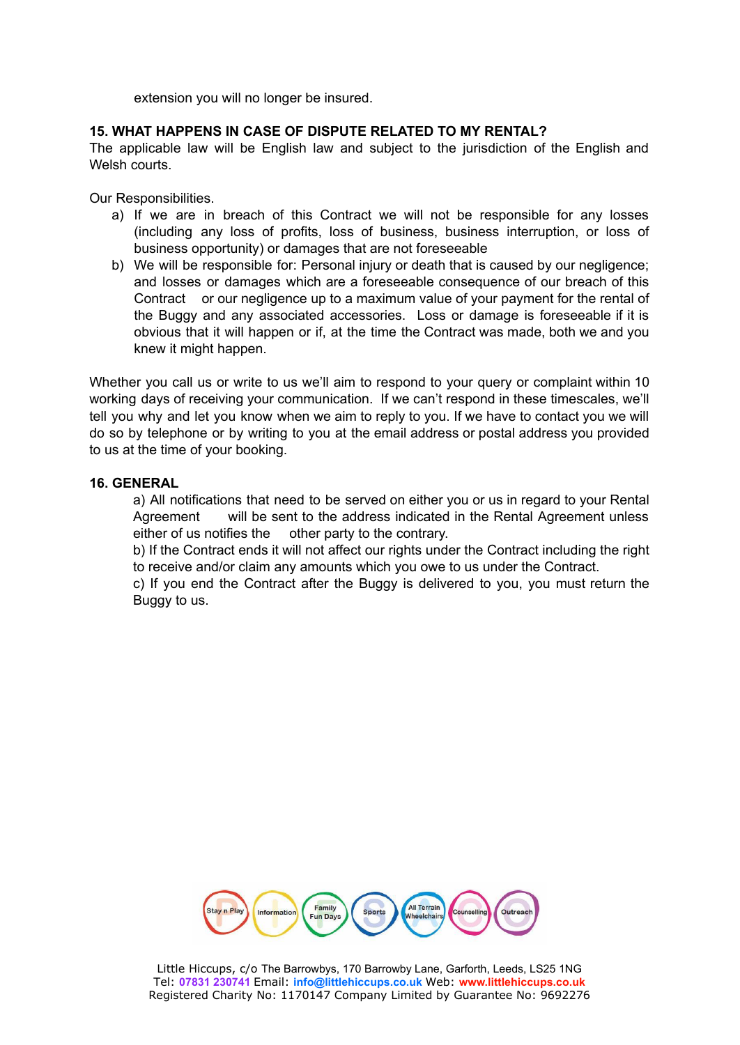extension you will no longer be insured.

**15. WHAT HAPPENS IN CASE OF DISPUTE RELATED TO MY RENTAL?**

The applicable law will be English law and subject to the jurisdiction of the English and Welsh courts.

Our Responsibilities.

a) If we are in breach of this Contract we will not be responsible for any losses (including any loss of profits, loss of business, business interruption, or loss of business opportunity) or damages that are not foreseeable
b) We will be responsible for: Personal injury or death that is caused by our negligence; and losses or damages which are a foreseeable consequence of our breach of this Contract or our negligence up to a maximum value of your payment for the rental of the Buggy and any associated accessories. Loss or damage is foreseeable if it is obvious that it will happen or if, at the time the Contract was made, both we and you knew it might happen.

Whether you call us or write to us we'll aim to respond to your query or complaint within 10 working days of receiving your communication. If we can't respond in these timescales, we'll tell you why and let you know when we aim to reply to you. If we have to contact you we will do so by telephone or by writing to you at the email address or postal address you provided to us at the time of your booking.

**16. GENERAL**

a) All notifications that need to be served on either you or us in regard to your Rental Agreement will be sent to the address indicated in the Rental Agreement unless either of us notifies the other party to the contrary.
b) If the Contract ends it will not affect our rights under the Contract including the right to receive and/or claim any amounts which you owe to us under the Contract.
c) If you end the Contract after the Buggy is delivered to you, you must return the Buggy to us.

Stay n Play Information Family Fun Days Sports All Terrain Wheelchairs Counselling Outreach

Little Hiccups, c/o The Barrowbys, 170 Barrowby Lane, Garforth, Leeds, LS25 1NG
Tel: 07831 230741 Email: info@littlehiccups.co.uk Web: www.littlehiccups.co.uk
Registered Charity No: 1170147 Company Limited by Guarantee No: 9692276